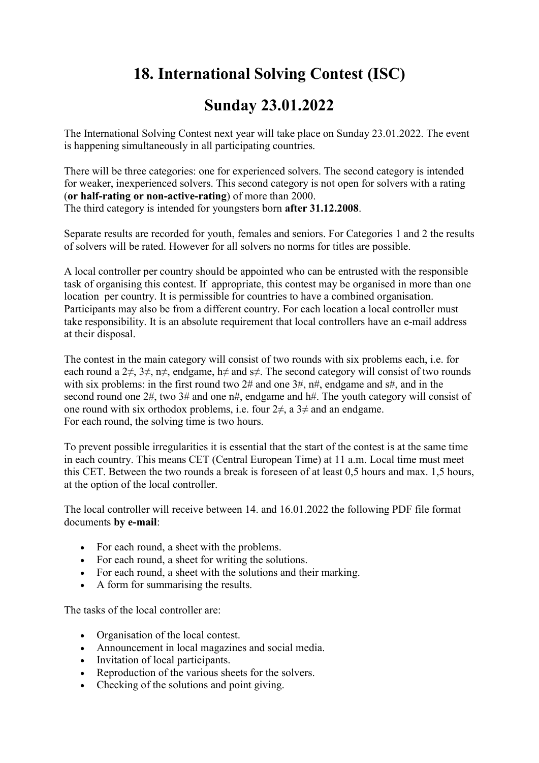# 18. International Solving Contest (ISC)

# Sunday 23.01.2022

The International Solving Contest next year will take place on Sunday 23.01.2022. The event is happening simultaneously in all participating countries.

There will be three categories: one for experienced solvers. The second category is intended for weaker, inexperienced solvers. This second category is not open for solvers with a rating (**or half-rating or non-active-rating**) of more than 2000.
The third category is intended for youngsters born **after 31.12.2008**.

Separate results are recorded for youth, females and seniors. For Categories 1 and 2 the results of solvers will be rated. However for all solvers no norms for titles are possible.

A local controller per country should be appointed who can be entrusted with the responsible task of organising this contest. If appropriate, this contest may be organised in more than one location per country. It is permissible for countries to have a combined organisation. Participants may also be from a different country. For each location a local controller must take responsibility. It is an absolute requirement that local controllers have an e-mail address at their disposal.

The contest in the main category will consist of two rounds with six problems each, i.e. for each round a 2≠, 3≠, n≠, endgame, h≠ and s≠. The second category will consist of two rounds with six problems: in the first round two 2# and one 3#, n#, endgame and s#, and in the second round one 2#, two 3# and one n#, endgame and h#. The youth category will consist of one round with six orthodox problems, i.e. four 2≠, a 3≠ and an endgame.
For each round, the solving time is two hours.

To prevent possible irregularities it is essential that the start of the contest is at the same time in each country. This means CET (Central European Time) at 11 a.m. Local time must meet this CET. Between the two rounds a break is foreseen of at least 0,5 hours and max. 1,5 hours, at the option of the local controller.

The local controller will receive between 14. and 16.01.2022 the following PDF file format documents **by e-mail**:

- For each round, a sheet with the problems.
- For each round, a sheet for writing the solutions.
- For each round, a sheet with the solutions and their marking.
- A form for summarising the results.

The tasks of the local controller are:

- Organisation of the local contest.
- Announcement in local magazines and social media.
- Invitation of local participants.
- Reproduction of the various sheets for the solvers.
- Checking of the solutions and point giving.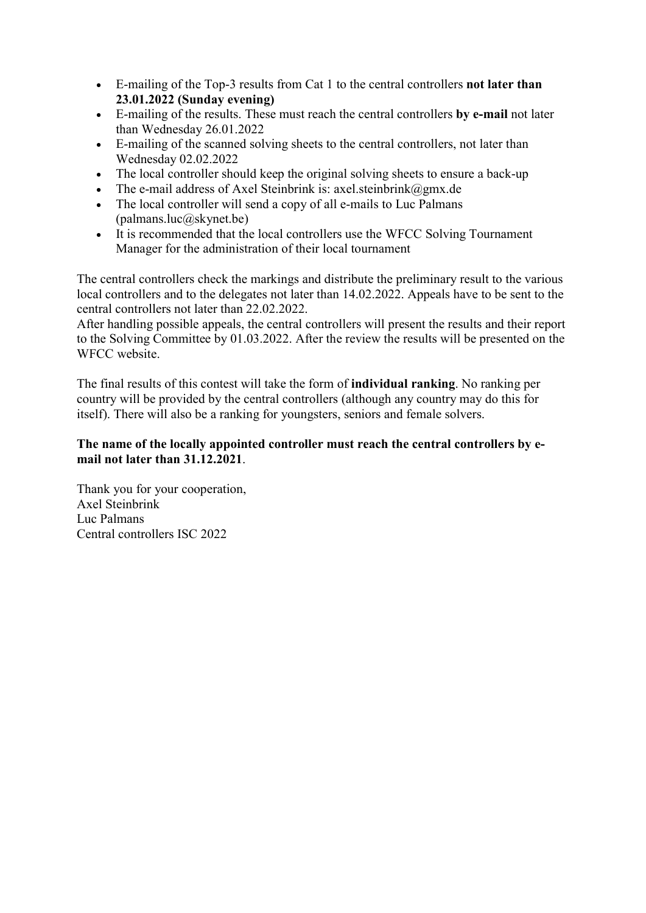- E-mailing of the Top-3 results from Cat 1 to the central controllers **not later than 23.01.2022 (Sunday evening)**
- E-mailing of the results. These must reach the central controllers **by e-mail** not later than Wednesday 26.01.2022
- E-mailing of the scanned solving sheets to the central controllers, not later than Wednesday 02.02.2022
- The local controller should keep the original solving sheets to ensure a back-up
- The e-mail address of Axel Steinbrink is: axel.steinbrink@gmx.de
- The local controller will send a copy of all e-mails to Luc Palmans (palmans.luc@skynet.be)
- It is recommended that the local controllers use the WFCC Solving Tournament Manager for the administration of their local tournament

The central controllers check the markings and distribute the preliminary result to the various local controllers and to the delegates not later than 14.02.2022. Appeals have to be sent to the central controllers not later than 22.02.2022.
After handling possible appeals, the central controllers will present the results and their report to the Solving Committee by 01.03.2022. After the review the results will be presented on the WFCC website.

The final results of this contest will take the form of **individual ranking**. No ranking per country will be provided by the central controllers (although any country may do this for itself). There will also be a ranking for youngsters, seniors and female solvers.

**The name of the locally appointed controller must reach the central controllers by e-mail not later than 31.12.2021**.

Thank you for your cooperation,
Axel Steinbrink
Luc Palmans
Central controllers ISC 2022